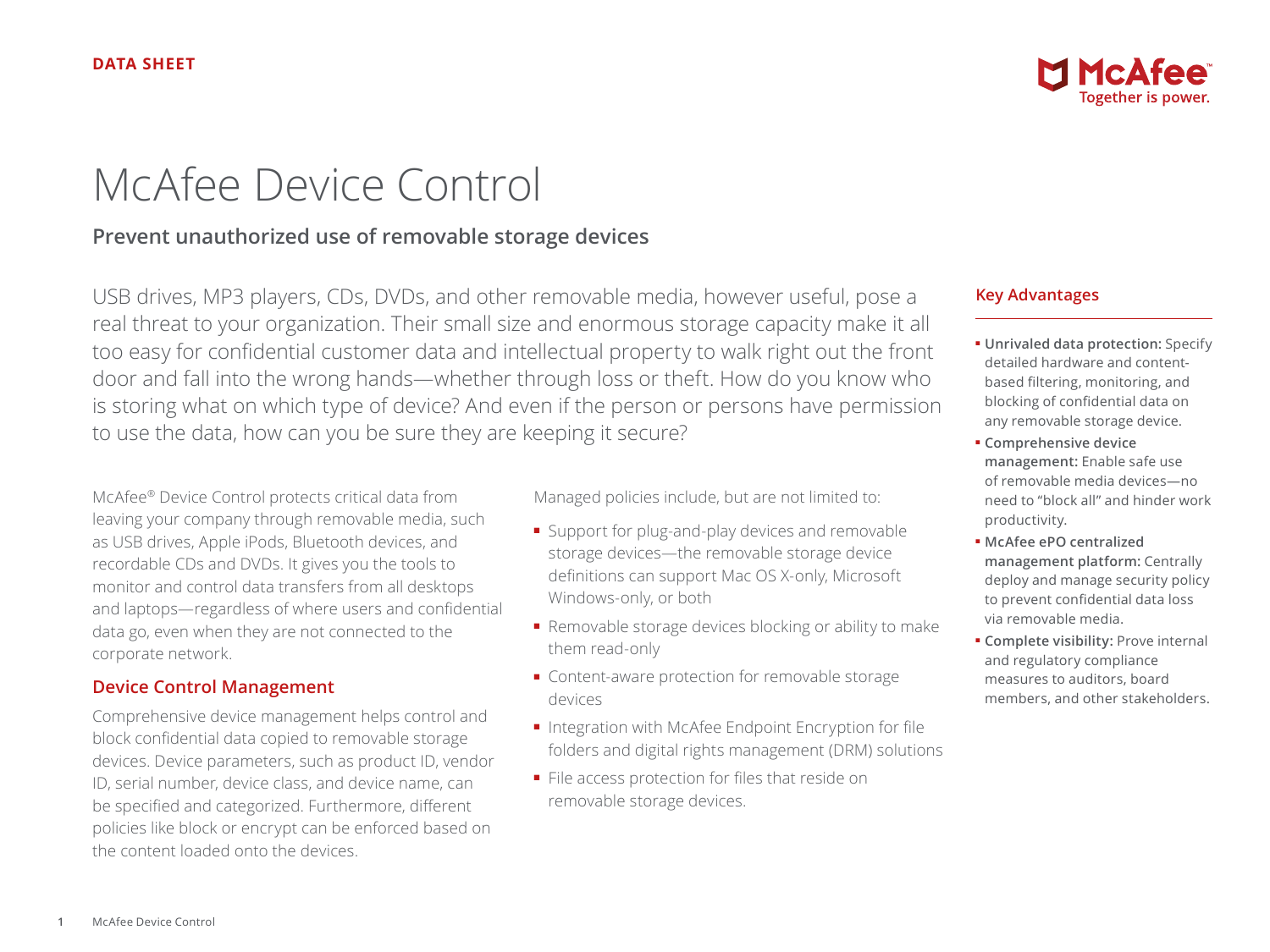DATA SHEET

# McAfee Device Control

## Prevent unauthorized use of removable storage devices

USB drives, MP3 players, CDs, DVDs, and other removable media, however useful, pose a real threat to your organization. Their small size and enormous storage capacity make it all too easy for confidential customer data and intellectual property to walk right out the front door and fall into the wrong hands—whether through loss or theft. How do you know who is storing what on which type of device? And even if the person or persons have permission to use the data, how can you be sure they are keeping it secure?

McAfee® Device Control protects critical data from leaving your company through removable media, such as USB drives, Apple iPods, Bluetooth devices, and recordable CDs and DVDs. It gives you the tools to monitor and control data transfers from all desktops and laptops—regardless of where users and confidential data go, even when they are not connected to the corporate network.

### Device Control Management

Comprehensive device management helps control and block confidential data copied to removable storage devices. Device parameters, such as product ID, vendor ID, serial number, device class, and device name, can be specified and categorized. Furthermore, different policies like block or encrypt can be enforced based on the content loaded onto the devices.

Managed policies include, but are not limited to:

- Support for plug-and-play devices and removable storage devices—the removable storage device definitions can support Mac OS X-only, Microsoft Windows-only, or both
- Removable storage devices blocking or ability to make them read-only
- Content-aware protection for removable storage devices
- Integration with McAfee Endpoint Encryption for file folders and digital rights management (DRM) solutions
- File access protection for files that reside on removable storage devices.

### Key Advantages

- **Unrivaled data protection:** Specify detailed hardware and content-based filtering, monitoring, and blocking of confidential data on any removable storage device.
- **Comprehensive device management:** Enable safe use of removable media devices—no need to "block all" and hinder work productivity.
- **McAfee ePO centralized management platform:** Centrally deploy and manage security policy to prevent confidential data loss via removable media.
- **Complete visibility:** Prove internal and regulatory compliance measures to auditors, board members, and other stakeholders.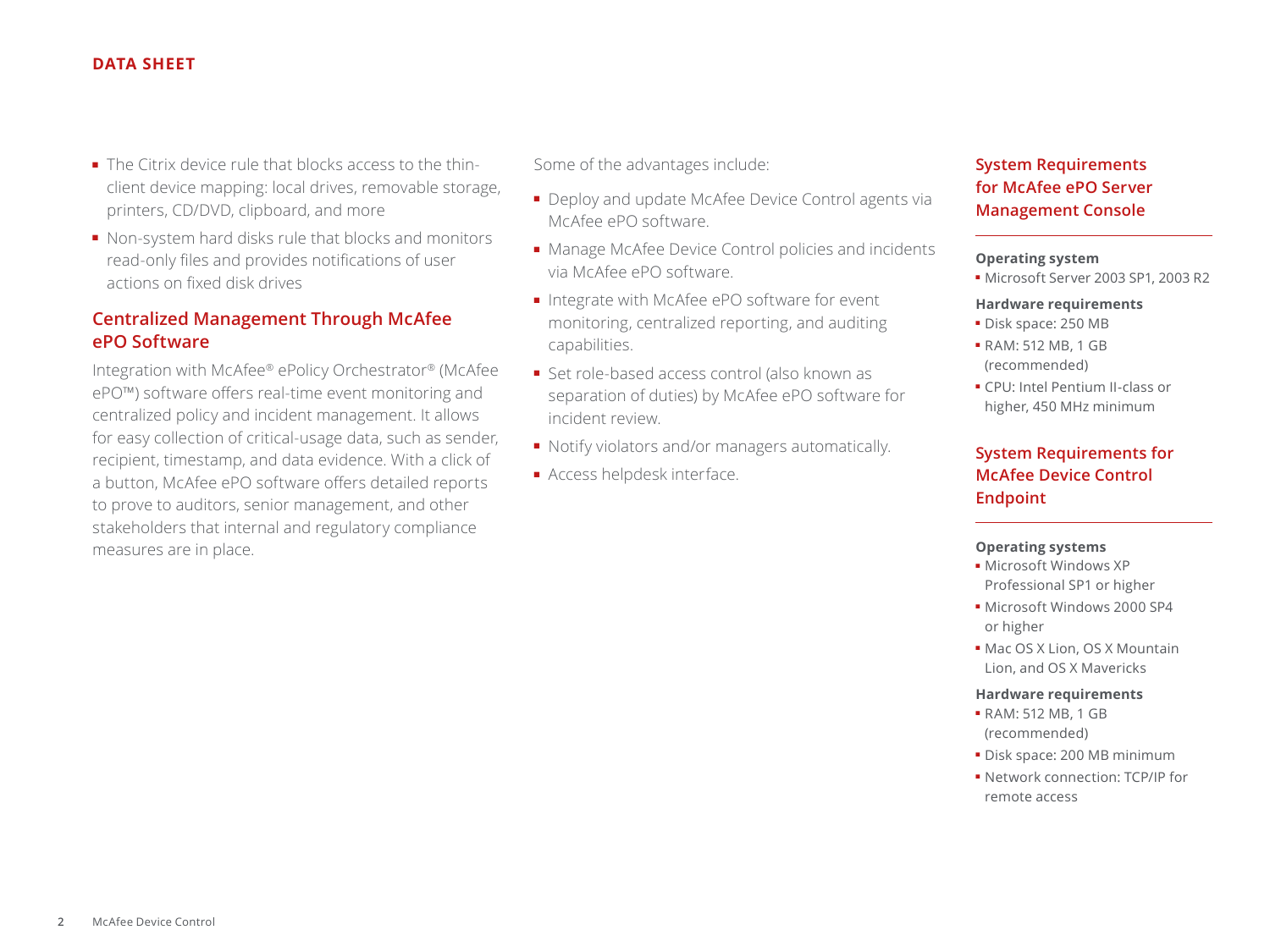- The Citrix device rule that blocks access to the thin-client device mapping: local drives, removable storage, printers, CD/DVD, clipboard, and more
- Non-system hard disks rule that blocks and monitors read-only files and provides notifications of user actions on fixed disk drives

## Centralized Management Through McAfee ePO Software

Integration with McAfee® ePolicy Orchestrator® (McAfee ePO™) software offers real-time event monitoring and centralized policy and incident management. It allows for easy collection of critical-usage data, such as sender, recipient, timestamp, and data evidence. With a click of a button, McAfee ePO software offers detailed reports to prove to auditors, senior management, and other stakeholders that internal and regulatory compliance measures are in place.

Some of the advantages include:

- Deploy and update McAfee Device Control agents via McAfee ePO software.
- Manage McAfee Device Control policies and incidents via McAfee ePO software.
- Integrate with McAfee ePO software for event monitoring, centralized reporting, and auditing capabilities.
- Set role-based access control (also known as separation of duties) by McAfee ePO software for incident review.
- Notify violators and/or managers automatically.
- Access helpdesk interface.

## System Requirements for McAfee ePO Server Management Console

**Operating system**

- Microsoft Server 2003 SP1, 2003 R2

**Hardware requirements**

- Disk space: 250 MB
- RAM: 512 MB, 1 GB (recommended)
- CPU: Intel Pentium II-class or higher, 450 MHz minimum

## System Requirements for McAfee Device Control Endpoint

**Operating systems**

- Microsoft Windows XP Professional SP1 or higher
- Microsoft Windows 2000 SP4 or higher
- Mac OS X Lion, OS X Mountain Lion, and OS X Mavericks

**Hardware requirements**

- RAM: 512 MB, 1 GB (recommended)
- Disk space: 200 MB minimum
- Network connection: TCP/IP for remote access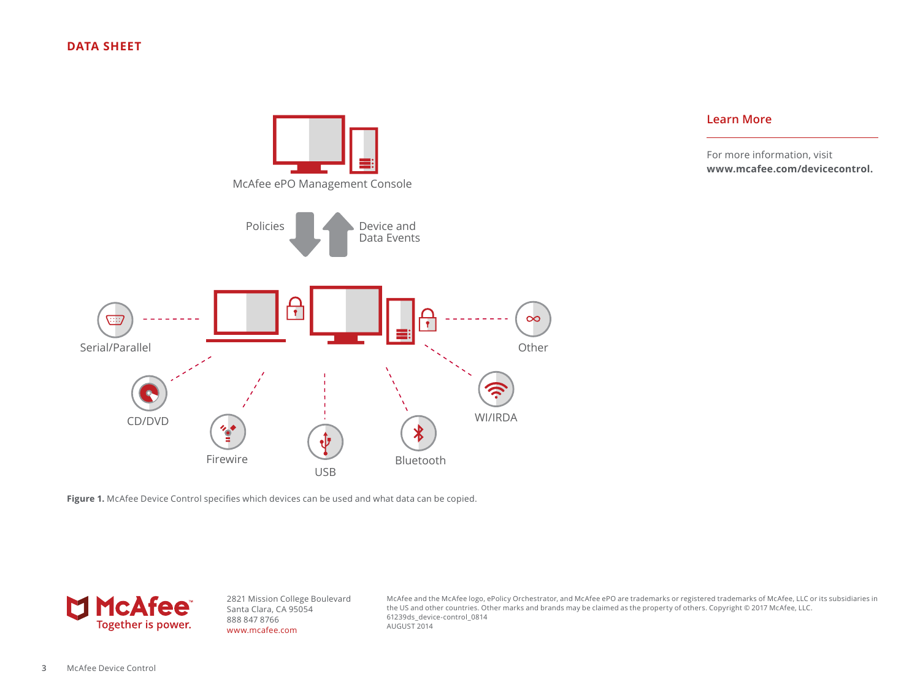McAfee ePO Management Console

Policies

Device and Data Events

Serial/Parallel

Other

CD/DVD

Firewire

USB

Bluetooth

WI/IRDA

**Figure 1.** McAfee Device Control specifies which devices can be used and what data can be copied.

## Learn More

For more information, visit **www.mcafee.com/devicecontrol.**

McAfee
Together is power.

2821 Mission College Boulevard
Santa Clara, CA 95054
888 847 8766
www.mcafee.com

McAfee and the McAfee logo, ePolicy Orchestrator, and McAfee ePO are trademarks or registered trademarks of McAfee, LLC or its subsidiaries in the US and other countries. Other marks and brands may be claimed as the property of others. Copyright © 2017 McAfee, LLC.
61239ds_device-control_0814
AUGUST 2014